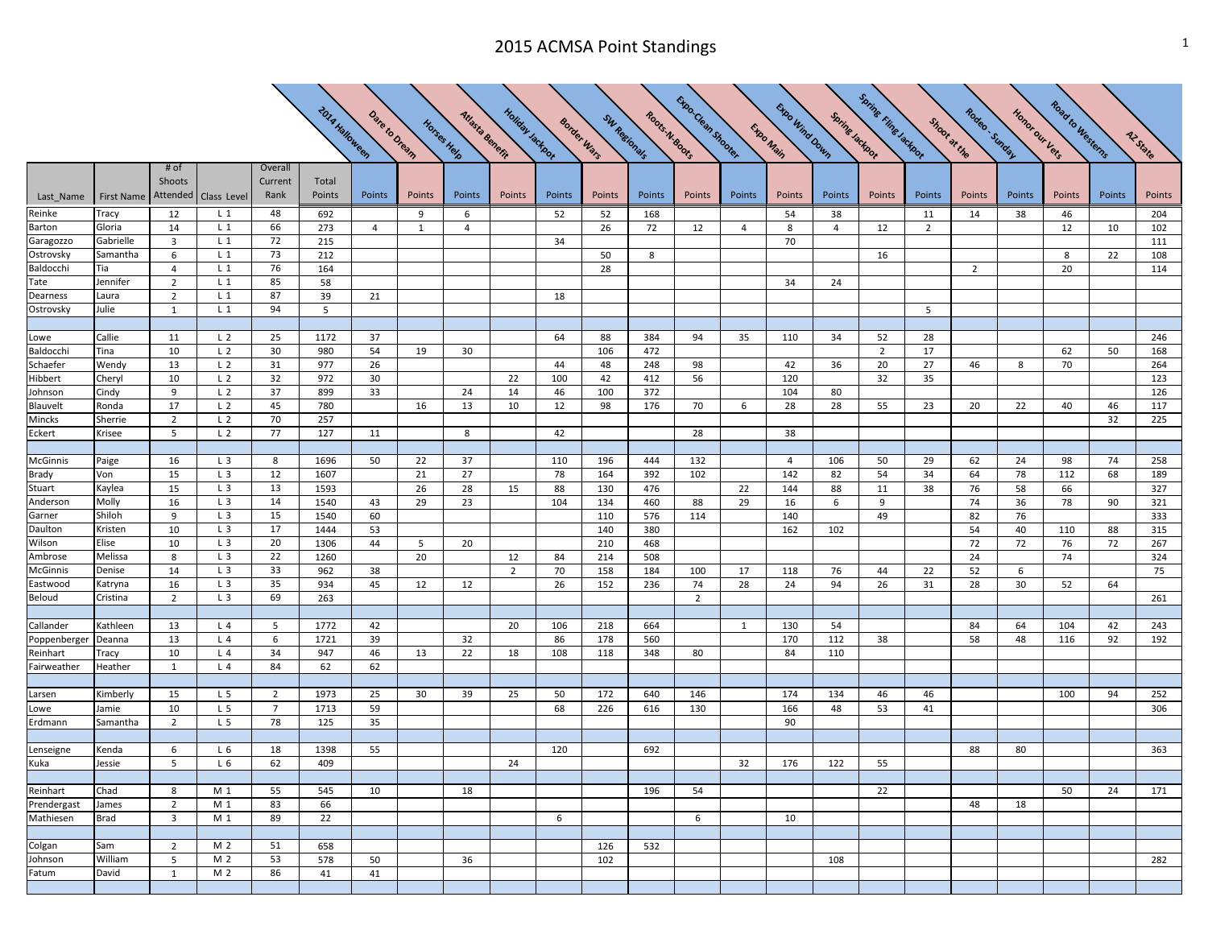# 2015 ACMSA Point Standings

| Last_Name | First Name | # of Shoots Attended | Class Level | Overall Current Rank | Total Points | 2014 Halloween | Dare to Dream | Horses Help | Atlasta Benefit | Holiday Jackpot | Border Wars | SW Regionals | Roots-N-Boots | Expo-Clean Shooter | Expo Main | Expo Wind Down | Spring Jackpot | Spring Fling Jackpot | Shoot at the | Rodeo - Sunday | Honor our Vets | Road to Westerns | AZ State |
|---|---|---|---|---|---|---|---|---|---|---|---|---|---|---|---|---|---|---|---|---|---|---|---|
| | | | | | | Points | Points | Points | Points | Points | Points | Points | Points | Points | Points | Points | Points | Points | Points | Points | Points | Points | Points |
| Reinke | Tracy | 12 | L 1 | 48 | 692 | | 9 | 6 | | 52 | 52 | 168 | | | 54 | 38 | | 11 | 14 | 38 | 46 | | 204 |
| Barton | Gloria | 14 | L 1 | 66 | 273 | 4 | 1 | 4 | | | 26 | 72 | 12 | 4 | 8 | 4 | 12 | 2 | | | 12 | 10 | 102 |
| Garagozzo | Gabrielle | 3 | L 1 | 72 | 215 | | | | | 34 | | | | | 70 | | | | | | | | 111 |
| Ostrovsky | Samantha | 6 | L 1 | 73 | 212 | | | | | | 50 | 8 | | | | | 16 | | | | 8 | 22 | 108 |
| Baldocchi | Tia | 4 | L 1 | 76 | 164 | | | | | | 28 | | | | | | | | 2 | | 20 | | 114 |
| Tate | Jennifer | 2 | L 1 | 85 | 58 | | | | | | | | | | 34 | 24 | | | | | | | |
| Dearness | Laura | 2 | L 1 | 87 | 39 | 21 | | | | 18 | | | | | | | | | | | | | |
| Ostrovsky | Julie | 1 | L 1 | 94 | 5 | | | | | | | | | | | | | 5 | | | | | |
| | | | | | | | | | | | | | | | | | | | | | | | |
| Lowe | Callie | 11 | L 2 | 25 | 1172 | 37 | | | | 64 | 88 | 384 | 94 | 35 | 110 | 34 | 52 | 28 | | | | | 246 |
| Baldocchi | Tina | 10 | L 2 | 30 | 980 | 54 | 19 | 30 | | | 106 | 472 | | | | | 2 | 17 | | | 62 | 50 | 168 |
| Schaefer | Wendy | 13 | L 2 | 31 | 977 | 26 | | | | 44 | 48 | 248 | 98 | | 42 | 36 | 20 | 27 | 46 | 8 | 70 | | 264 |
| Hibbert | Cheryl | 10 | L 2 | 32 | 972 | 30 | | | 22 | 100 | 42 | 412 | 56 | | 120 | | 32 | 35 | | | | | 123 |
| Johnson | Cindy | 9 | L 2 | 37 | 899 | 33 | | 24 | 14 | 46 | 100 | 372 | | | 104 | 80 | | | | | | | 126 |
| Blauvelt | Ronda | 17 | L 2 | 45 | 780 | | 16 | 13 | 10 | 12 | 98 | 176 | 70 | 6 | 28 | 28 | 55 | 23 | 20 | 22 | 40 | 46 | 117 |
| Mincks | Sherrie | 2 | L 2 | 70 | 257 | | | | | | | | | | | | | | | | | 32 | 225 |
| Eckert | Krisee | 5 | L 2 | 77 | 127 | 11 | | 8 | | 42 | | | 28 | | 38 | | | | | | | | |
| | | | | | | | | | | | | | | | | | | | | | | | |
| McGinnis | Paige | 16 | L 3 | 8 | 1696 | 50 | 22 | 37 | | 110 | 196 | 444 | 132 | | 4 | 106 | 50 | 29 | 62 | 24 | 98 | 74 | 258 |
| Brady | Von | 15 | L 3 | 12 | 1607 | | 21 | 27 | | 78 | 164 | 392 | 102 | | 142 | 82 | 54 | 34 | 64 | 78 | 112 | 68 | 189 |
| Stuart | Kaylea | 15 | L 3 | 13 | 1593 | | 26 | 28 | 15 | 88 | 130 | 476 | | 22 | 144 | 88 | 11 | 38 | 76 | 58 | 66 | | 327 |
| Anderson | Molly | 16 | L 3 | 14 | 1540 | 43 | 29 | 23 | | 104 | 134 | 460 | 88 | 29 | 16 | 6 | 9 | | 74 | 36 | 78 | 90 | 321 |
| Garner | Shiloh | 9 | L 3 | 15 | 1540 | 60 | | | | | 110 | 576 | 114 | | 140 | | 49 | | 82 | 76 | | | 333 |
| Daulton | Kristen | 10 | L 3 | 17 | 1444 | 53 | | | | | 140 | 380 | | | 162 | 102 | | | 54 | 40 | 110 | 88 | 315 |
| Wilson | Elise | 10 | L 3 | 20 | 1306 | 44 | 5 | 20 | | | 210 | 468 | | | | | | | 72 | 72 | 76 | 72 | 267 |
| Ambrose | Melissa | 8 | L 3 | 22 | 1260 | | 20 | | 12 | 84 | 214 | 508 | | | | | | | 24 | | 74 | | 324 |
| McGinnis | Denise | 14 | L 3 | 33 | 962 | 38 | | | 2 | 70 | 158 | 184 | 100 | 17 | 118 | 76 | 44 | 22 | 52 | 6 | | | 75 |
| Eastwood | Katryna | 16 | L 3 | 35 | 934 | 45 | 12 | 12 | | 26 | 152 | 236 | 74 | 28 | 24 | 94 | 26 | 31 | 28 | 30 | 52 | 64 | |
| Beloud | Cristina | 2 | L 3 | 69 | 263 | | | | | | | | 2 | | | | | | | | | | 261 |
| | | | | | | | | | | | | | | | | | | | | | | | |
| Callander | Kathleen | 13 | L 4 | 5 | 1772 | 42 | | | 20 | 106 | 218 | 664 | | 1 | 130 | 54 | | | 84 | 64 | 104 | 42 | 243 |
| Poppenberger | Deanna | 13 | L 4 | 6 | 1721 | 39 | | 32 | | 86 | 178 | 560 | | | 170 | 112 | 38 | | 58 | 48 | 116 | 92 | 192 |
| Reinhart | Tracy | 10 | L 4 | 34 | 947 | 46 | 13 | 22 | 18 | 108 | 118 | 348 | 80 | | 84 | 110 | | | | | | | |
| Fairweather | Heather | 1 | L 4 | 84 | 62 | 62 | | | | | | | | | | | | | | | | | |
| | | | | | | | | | | | | | | | | | | | | | | | |
| Larsen | Kimberly | 15 | L 5 | 2 | 1973 | 25 | 30 | 39 | 25 | 50 | 172 | 640 | 146 | | 174 | 134 | 46 | 46 | | | 100 | 94 | 252 |
| Lowe | Jamie | 10 | L 5 | 7 | 1713 | 59 | | | | 68 | 226 | 616 | 130 | | 166 | 48 | 53 | 41 | | | | | 306 |
| Erdmann | Samantha | 2 | L 5 | 78 | 125 | 35 | | | | | | | | | 90 | | | | | | | | |
| | | | | | | | | | | | | | | | | | | | | | | | |
| Lenseigne | Kenda | 6 | L 6 | 18 | 1398 | 55 | | | | 120 | | 692 | | | | | | | 88 | 80 | | | 363 |
| Kuka | Jessie | 5 | L 6 | 62 | 409 | | | | 24 | | | | | 32 | 176 | 122 | 55 | | | | | | |
| | | | | | | | | | | | | | | | | | | | | | | | |
| Reinhart | Chad | 8 | M 1 | 55 | 545 | 10 | | 18 | | | | 196 | 54 | | | | 22 | | | | 50 | 24 | 171 |
| Prendergast | James | 2 | M 1 | 83 | 66 | | | | | | | | | | | | | | 48 | 18 | | | |
| Mathiesen | Brad | 3 | M 1 | 89 | 22 | | | | | 6 | | | 6 | | 10 | | | | | | | | |
| | | | | | | | | | | | | | | | | | | | | | | | |
| Colgan | Sam | 2 | M 2 | 51 | 658 | | | | | | 126 | 532 | | | | | | | | | | | |
| Johnson | William | 5 | M 2 | 53 | 578 | 50 | | 36 | | | 102 | | | | | 108 | | | | | | | 282 |
| Fatum | David | 1 | M 2 | 86 | 41 | 41 | | | | | | | | | | | | | | | | | |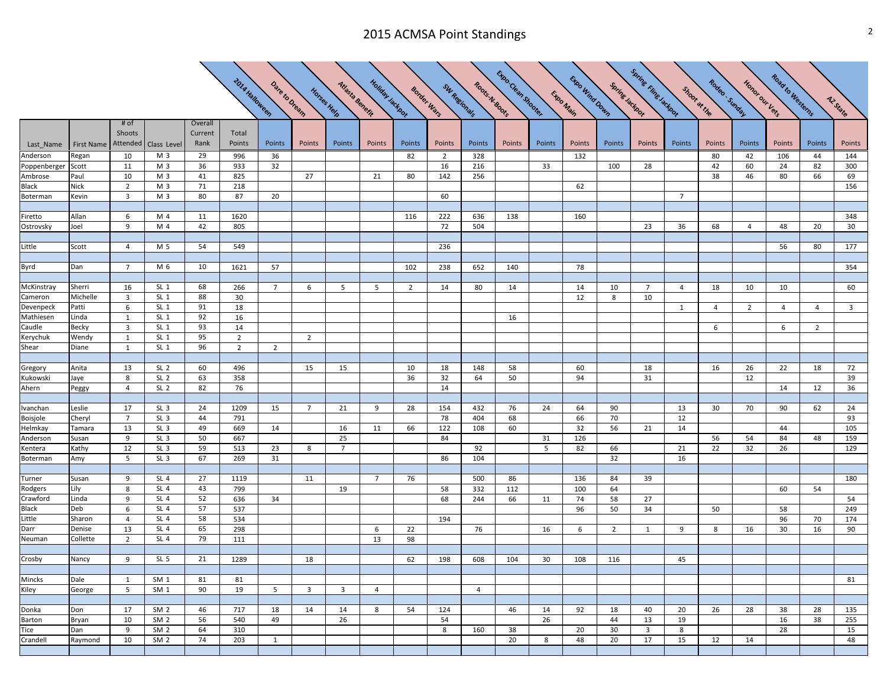# 2015 ACMSA Point Standings

| Last_Name | First Name | # of Shoots Attended | Class Level | Overall Current Rank | Total Points | 2014 Halloween | Dare to Dream | Horses Help | Atlasta Benefit | Holiday Jackpot | Border Wars | SW Regionals | Roots-N-Boots | Expo-Clean Shooter | Expo Main | Expo Wind Down | Spring Jackpot | Spring Fling Jackpot | Shoot at the | Rodeo - Sunday | Honor our Vets | Road to Westerns | AZ State |
|---|---|---|---|---|---|---|---|---|---|---|---|---|---|---|---|---|---|---|---|---|---|---|---|
| | | | | | | Points | Points | Points | Points | Points | Points | Points | Points | Points | Points | Points | Points | Points | Points | Points | Points | Points | Points |
| Anderson | Regan | 10 | M 3 | 29 | 996 | 36 | | | | | 82 | 2 | 328 | | | 132 | | | | 80 | 42 | 106 | 44 | 144 |
| Poppenberger | Scott | 11 | M 3 | 36 | 933 | 32 | | | | | | 16 | 216 | | 33 | | 100 | 28 | | 42 | 60 | 24 | 82 | 300 |
| Ambrose | Paul | 10 | M 3 | 41 | 825 | | 27 | | 21 | 80 | 142 | 256 | | | | | | | | 38 | 46 | 80 | 66 | 69 |
| Black | Nick | 2 | M 3 | 71 | 218 | | | | | | | | | | 62 | | | | | | | | | 156 |
| Boterman | Kevin | 3 | M 3 | 80 | 87 | 20 | | | | | 60 | | | | | | | 7 | | | | | | |
| Firetto | Allan | 6 | M 4 | 11 | 1620 | | | | | 116 | 222 | 636 | 138 | | 160 | | | | | | | | | 348 |
| Ostrovsky | Joel | 9 | M 4 | 42 | 805 | | | | | | 72 | 504 | | | | | 23 | 36 | 68 | 4 | 48 | 20 | 30 |
| Little | Scott | 4 | M 5 | 54 | 549 | | | | | | 236 | | | | | | | | | | 56 | 80 | 177 |
| Byrd | Dan | 7 | M 6 | 10 | 1621 | 57 | | | | 102 | 238 | 652 | 140 | | 78 | | | | | | | | 354 |
| McKinstray | Sherri | 16 | SL 1 | 68 | 266 | 7 | 6 | 5 | 5 | 2 | 14 | 80 | 14 | | 14 | 10 | 7 | 4 | 18 | 10 | 10 | | 60 |
| Cameron | Michelle | 3 | SL 1 | 88 | 30 | | | | | | | | | | 12 | 8 | 10 | | | | | | |
| Devenpeck | Patti | 6 | SL 1 | 91 | 18 | | | | | | | | | | | | | 1 | 4 | 2 | 4 | 4 | 3 |
| Mathiesen | Linda | 1 | SL 1 | 92 | 16 | | | | | | | | 16 | | | | | | | | | | |
| Caudle | Becky | 3 | SL 1 | 93 | 14 | | | | | | | | | | | | | | 6 | | 6 | 2 | |
| Kerychuk | Wendy | 1 | SL 1 | 95 | 2 | | 2 | | | | | | | | | | | | | | | | |
| Shear | Diane | 1 | SL 1 | 96 | 2 | 2 | | | | | | | | | | | | | | | | | |
| Gregory | Anita | 13 | SL 2 | 60 | 496 | | 15 | 15 | | 10 | 18 | 148 | 58 | | 60 | | 18 | | 16 | 26 | 22 | 18 | 72 |
| Kukowski | Jaye | 8 | SL 2 | 63 | 358 | | | | | 36 | 32 | 64 | 50 | | 94 | | 31 | | | 12 | | | 39 |
| Ahern | Peggy | 4 | SL 2 | 82 | 76 | | | | | | 14 | | | | | | | | | | 14 | 12 | 36 |
| Ivanchan | Leslie | 17 | SL 3 | 24 | 1209 | 15 | 7 | 21 | 9 | 28 | 154 | 432 | 76 | 24 | 64 | 90 | | 13 | 30 | 70 | 90 | 62 | 24 |
| Boisjole | Cheryl | 7 | SL 3 | 44 | 791 | | | | | | 78 | 404 | 68 | | 66 | 70 | | 12 | | | | | 93 |
| Helmkay | Tamara | 13 | SL 3 | 49 | 669 | 14 | | 16 | 11 | 66 | 122 | 108 | 60 | | 32 | 56 | 21 | 14 | | | 44 | | 105 |
| Anderson | Susan | 9 | SL 3 | 50 | 667 | | | 25 | | | 84 | | | 31 | 126 | | | | 56 | 54 | 84 | 48 | 159 |
| Kentera | Kathy | 12 | SL 3 | 59 | 513 | 23 | 8 | 7 | | | | 92 | | 5 | 82 | 66 | | 21 | 22 | 32 | 26 | | 129 |
| Boterman | Amy | 5 | SL 3 | 67 | 269 | 31 | | | | | 86 | 104 | | | | 32 | | 16 | | | | | |
| Turner | Susan | 9 | SL 4 | 27 | 1119 | | 11 | | 7 | 76 | | 500 | 86 | | 136 | 84 | 39 | | | | | | 180 |
| Rodgers | Lily | 8 | SL 4 | 43 | 799 | | | 19 | | | 58 | 332 | 112 | | 100 | 64 | | | | | 60 | 54 | |
| Crawford | Linda | 9 | SL 4 | 52 | 636 | 34 | | | | | 68 | 244 | 66 | 11 | 74 | 58 | 27 | | | | | | 54 |
| Black | Deb | 6 | SL 4 | 57 | 537 | | | | | | | | | | 96 | 50 | 34 | | 50 | | 58 | | 249 |
| Little | Sharon | 4 | SL 4 | 58 | 534 | | | | | | 194 | | | | | | | | | | 96 | 70 | 174 |
| Darr | Denise | 13 | SL 4 | 65 | 298 | | | | 6 | 22 | | 76 | | 16 | 6 | 2 | 1 | 9 | 8 | 16 | 30 | 16 | 90 |
| Neuman | Collette | 2 | SL 4 | 79 | 111 | | | | 13 | 98 | | | | | | | | | | | | | |
| Crosby | Nancy | 9 | SL 5 | 21 | 1289 | | 18 | | | 62 | 198 | 608 | 104 | 30 | 108 | 116 | | 45 | | | | | |
| Mincks | Dale | 1 | SM 1 | 81 | 81 | | | | | | | | | | | | | | | | | | 81 |
| Kiley | George | 5 | SM 1 | 90 | 19 | 5 | 3 | 3 | 4 | | | 4 | | | | | | | | | | | |
| Donka | Don | 17 | SM 2 | 46 | 717 | 18 | 14 | 14 | 8 | 54 | 124 | | 46 | 14 | 92 | 18 | 40 | 20 | 26 | 28 | 38 | 28 | 135 |
| Barton | Bryan | 10 | SM 2 | 56 | 540 | 49 | | 26 | | | 54 | | | 26 | | 44 | 13 | 19 | | | 16 | 38 | 255 |
| Tice | Dan | 9 | SM 2 | 64 | 310 | | | | | | 8 | 160 | 38 | | 20 | 30 | 3 | 8 | | | 28 | | 15 |
| Crandell | Raymond | 10 | SM 2 | 74 | 203 | 1 | | | | | | | 20 | 8 | 48 | 20 | 17 | 15 | 12 | 14 | | | 48 |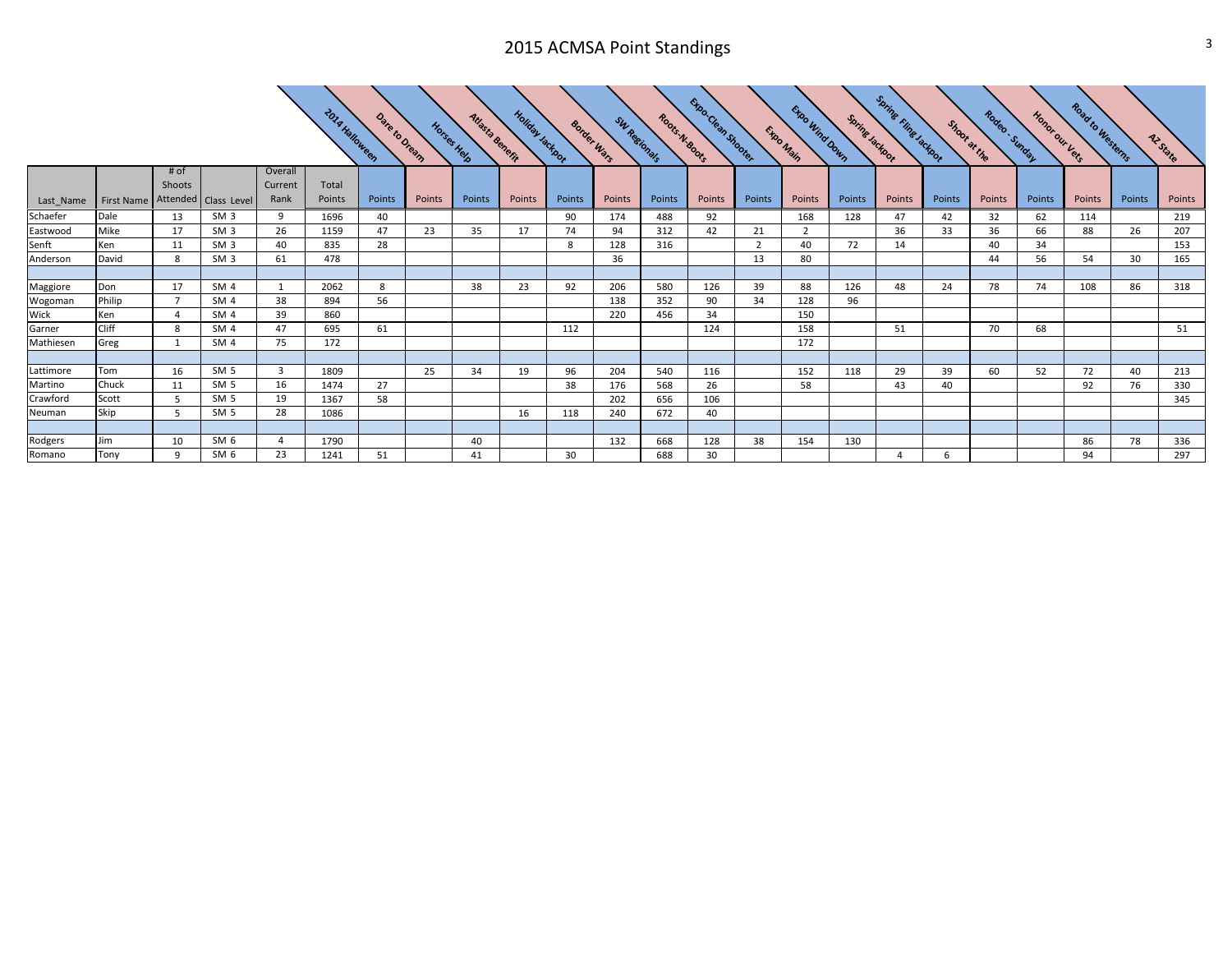# 2015 ACMSA Point Standings

| | | | | | | 2014 Halloween | Dare to Dream | Horses Help | Atlasta Benefit | Holiday Jackpot | Border Wars | SW Regionals | Roots-N-Boots | Expo-Clean Shooter | Expo Main | Expo Wind Down | Spring Jackpot | Spring Fling Jackpot | Shoot at the | Rodeo - Sunday | Honor our Vets | Road to Westerns | AZ State |
|---|---|---|---|---|---|---|---|---|---|---|---|---|---|---|---|---|---|---|---|---|---|---|---|
| Last_Name | First Name | # of Shoots Attended | Class Level | Overall Current Rank | Total Points | Points | Points | Points | Points | Points | Points | Points | Points | Points | Points | Points | Points | Points | Points | Points | Points | Points | Points |
| Schaefer | Dale | 13 | SM 3 | 9 | 1696 | 40 | | | | 90 | 174 | 488 | 92 | | 168 | 128 | 47 | 42 | 32 | 62 | 114 | | 219 |
| Eastwood | Mike | 17 | SM 3 | 26 | 1159 | 47 | 23 | 35 | 17 | 74 | 94 | 312 | 42 | 21 | 2 | | 36 | 33 | 36 | 66 | 88 | 26 | 207 |
| Senft | Ken | 11 | SM 3 | 40 | 835 | 28 | | | | 8 | 128 | 316 | | 2 | 40 | 72 | 14 | | 40 | 34 | | | 153 |
| Anderson | David | 8 | SM 3 | 61 | 478 | | | | | | 36 | | | 13 | 80 | | | | 44 | 56 | 54 | 30 | 165 |
| | | | | | | | | | | | | | | | | | | | | | | | |
| Maggiore | Don | 17 | SM 4 | 1 | 2062 | 8 | | 38 | 23 | 92 | 206 | 580 | 126 | 39 | 88 | 126 | 48 | 24 | 78 | 74 | 108 | 86 | 318 |
| Wogoman | Philip | 7 | SM 4 | 38 | 894 | 56 | | | | | 138 | 352 | 90 | 34 | 128 | 96 | | | | | | | |
| Wick | Ken | 4 | SM 4 | 39 | 860 | | | | | | 220 | 456 | 34 | | 150 | | | | | | | | |
| Garner | Cliff | 8 | SM 4 | 47 | 695 | 61 | | | | 112 | | | 124 | | 158 | | 51 | | 70 | 68 | | | 51 |
| Mathiesen | Greg | 1 | SM 4 | 75 | 172 | | | | | | | | | | 172 | | | | | | | | |
| | | | | | | | | | | | | | | | | | | | | | | | |
| Lattimore | Tom | 16 | SM 5 | 3 | 1809 | | 25 | 34 | 19 | 96 | 204 | 540 | 116 | | 152 | 118 | 29 | 39 | 60 | 52 | 72 | 40 | 213 |
| Martino | Chuck | 11 | SM 5 | 16 | 1474 | 27 | | | | 38 | 176 | 568 | 26 | | 58 | | 43 | 40 | | | 92 | 76 | 330 |
| Crawford | Scott | 5 | SM 5 | 19 | 1367 | 58 | | | | | 202 | 656 | 106 | | | | | | | | | | 345 |
| Neuman | Skip | 5 | SM 5 | 28 | 1086 | | | | 16 | 118 | 240 | 672 | 40 | | | | | | | | | | |
| | | | | | | | | | | | | | | | | | | | | | | | |
| Rodgers | Jim | 10 | SM 6 | 4 | 1790 | | | 40 | | | 132 | 668 | 128 | 38 | 154 | 130 | | | | | 86 | 78 | 336 |
| Romano | Tony | 9 | SM 6 | 23 | 1241 | 51 | | 41 | | 30 | | 688 | 30 | | | | 4 | 6 | | | 94 | | 297 |